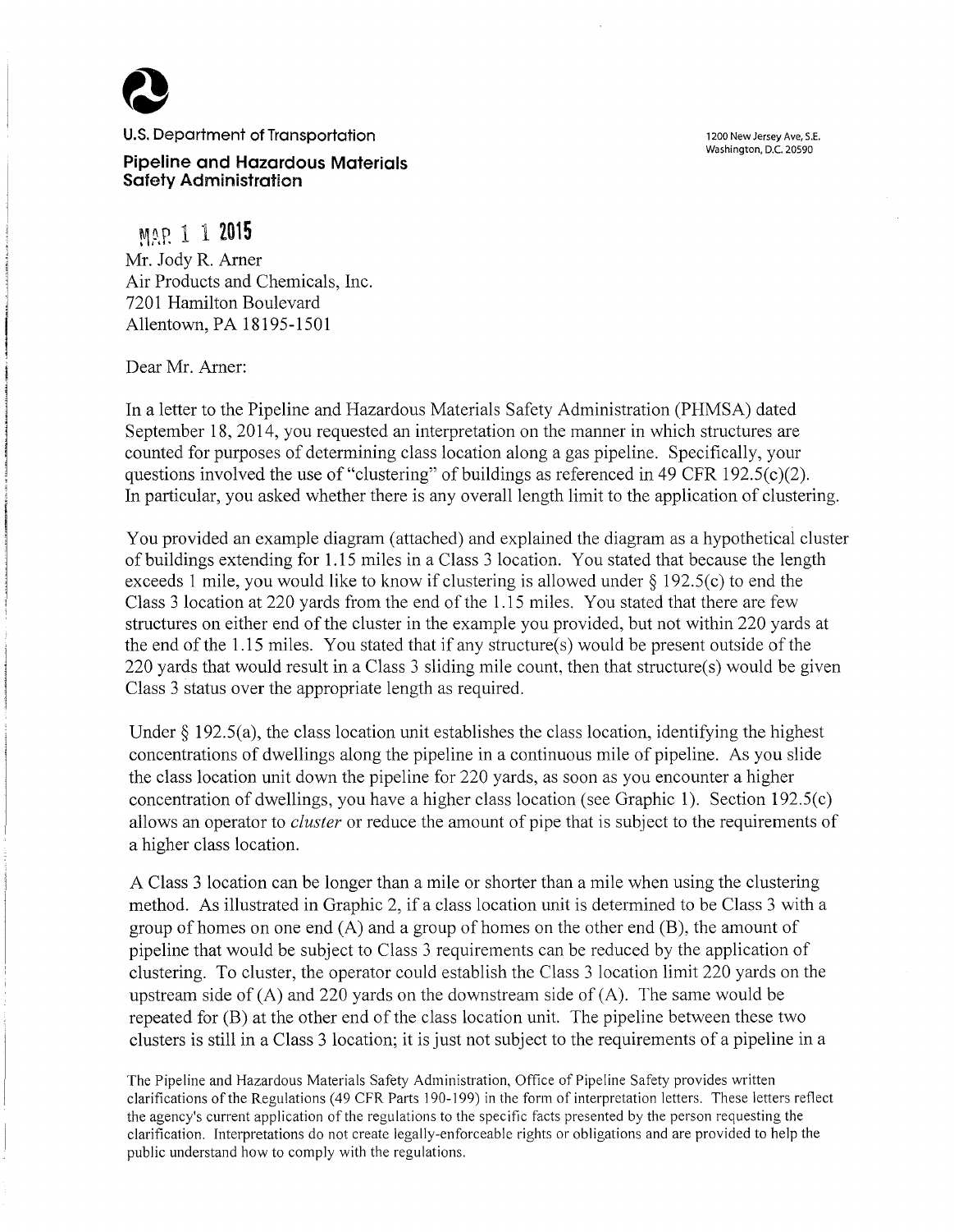**U.S. Department of Transportation**

**Pipeline and Hazardous Materials Safety Administration**

1200 New Jersey Ave, S.E.
Washington, D.C. 20590

MAR 1 1 2015

Mr. Jody R. Arner
Air Products and Chemicals, Inc.
7201 Hamilton Boulevard
Allentown, PA 18195-1501

Dear Mr. Arner:

In a letter to the Pipeline and Hazardous Materials Safety Administration (PHMSA) dated September 18, 2014, you requested an interpretation on the manner in which structures are counted for purposes of determining class location along a gas pipeline. Specifically, your questions involved the use of "clustering" of buildings as referenced in 49 CFR 192.5(c)(2). In particular, you asked whether there is any overall length limit to the application of clustering.

You provided an example diagram (attached) and explained the diagram as a hypothetical cluster of buildings extending for 1.15 miles in a Class 3 location. You stated that because the length exceeds 1 mile, you would like to know if clustering is allowed under § 192.5(c) to end the Class 3 location at 220 yards from the end of the 1.15 miles. You stated that there are few structures on either end of the cluster in the example you provided, but not within 220 yards at the end of the 1.15 miles. You stated that if any structure(s) would be present outside of the 220 yards that would result in a Class 3 sliding mile count, then that structure(s) would be given Class 3 status over the appropriate length as required.

Under § 192.5(a), the class location unit establishes the class location, identifying the highest concentrations of dwellings along the pipeline in a continuous mile of pipeline. As you slide the class location unit down the pipeline for 220 yards, as soon as you encounter a higher concentration of dwellings, you have a higher class location (see Graphic 1). Section 192.5(c) allows an operator to *cluster* or reduce the amount of pipe that is subject to the requirements of a higher class location.

A Class 3 location can be longer than a mile or shorter than a mile when using the clustering method. As illustrated in Graphic 2, if a class location unit is determined to be Class 3 with a group of homes on one end (A) and a group of homes on the other end (B), the amount of pipeline that would be subject to Class 3 requirements can be reduced by the application of clustering. To cluster, the operator could establish the Class 3 location limit 220 yards on the upstream side of (A) and 220 yards on the downstream side of (A). The same would be repeated for (B) at the other end of the class location unit. The pipeline between these two clusters is still in a Class 3 location; it is just not subject to the requirements of a pipeline in a

The Pipeline and Hazardous Materials Safety Administration, Office of Pipeline Safety provides written clarifications of the Regulations (49 CFR Parts 190-199) in the form of interpretation letters. These letters reflect the agency's current application of the regulations to the specific facts presented by the person requesting the clarification. Interpretations do not create legally-enforceable rights or obligations and are provided to help the public understand how to comply with the regulations.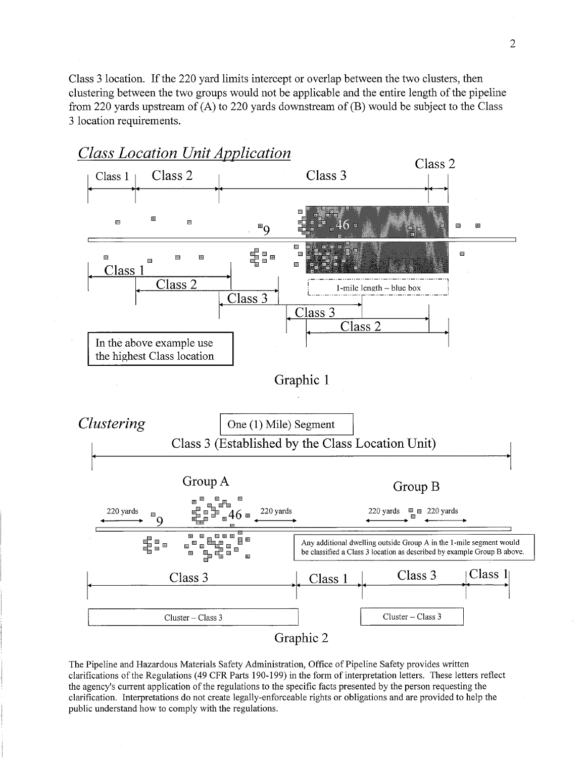Class 3 location. If the 220 yard limits intercept or overlap between the two clusters, then clustering between the two groups would not be applicable and the entire length of the pipeline from 220 yards upstream of (A) to 220 yards downstream of (B) would be subject to the Class 3 location requirements.

## *Class Location Unit Application*

Class 1 | Class 2 | Class 3 | Class 2

9 46

Class 1

Class 2

Class 3

1-mile length – blue box

Class 3

Class 2

In the above example use the highest Class location

Graphic 1

## *Clustering*

One (1) Mile) Segment

Class 3 (Established by the Class Location Unit)

Group A

Group B

220 yards 9 46 220 yards

220 yards 220 yards

Any additional dwelling outside Group A in the 1-mile segment would be classified a Class 3 location as described by example Group B above.

Class 3 | Class 1 | Class 3 | Class 1

Cluster – Class 3

Cluster – Class 3

Graphic 2

The Pipeline and Hazardous Materials Safety Administration, Office of Pipeline Safety provides written clarifications of the Regulations (49 CFR Parts 190-199) in the form of interpretation letters. These letters reflect the agency's current application of the regulations to the specific facts presented by the person requesting the clarification. Interpretations do not create legally-enforceable rights or obligations and are provided to help the public understand how to comply with the regulations.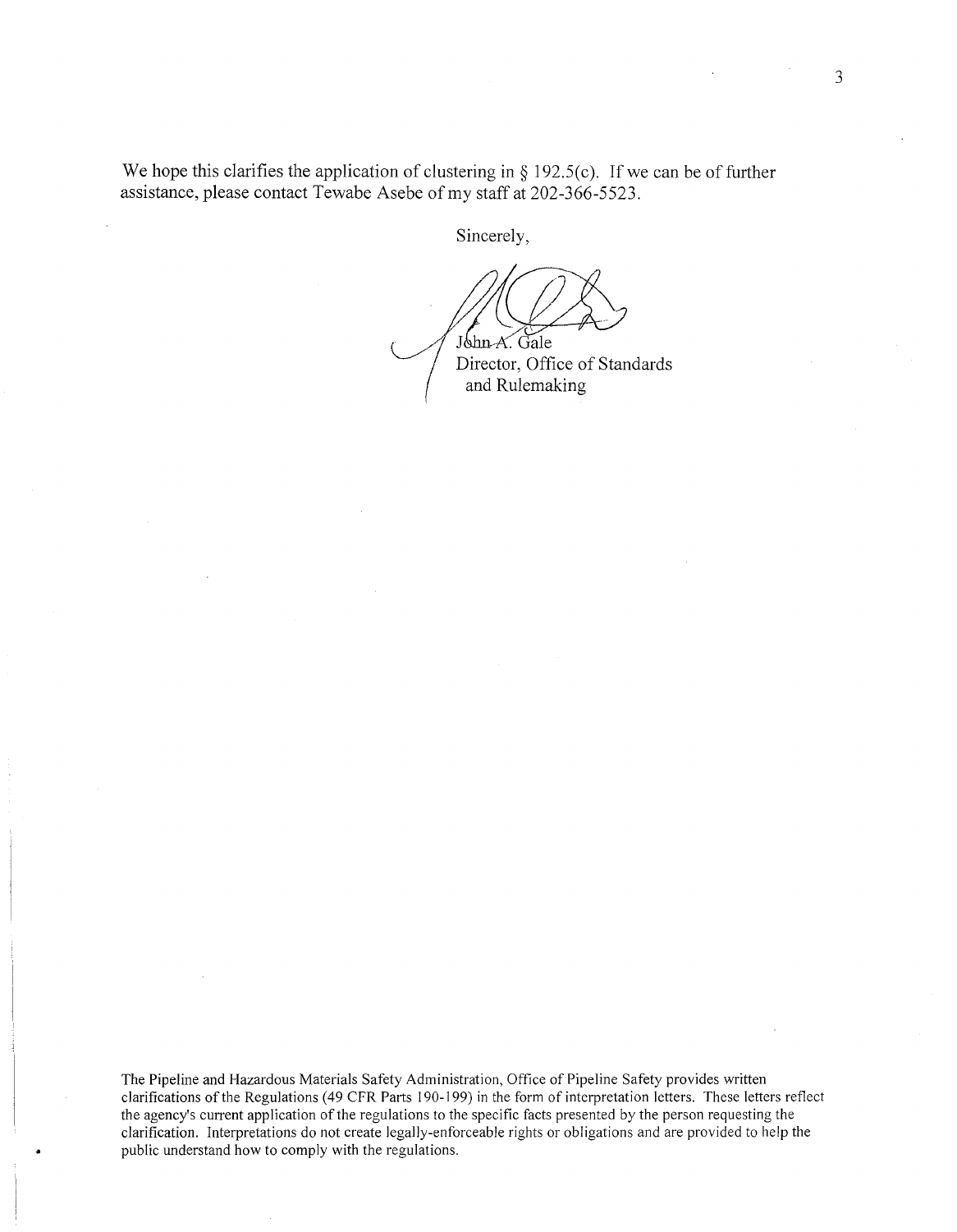We hope this clarifies the application of clustering in § 192.5(c). If we can be of further assistance, please contact Tewabe Asebe of my staff at 202-366-5523.

Sincerely,

John A. Gale
Director, Office of Standards
and Rulemaking

The Pipeline and Hazardous Materials Safety Administration, Office of Pipeline Safety provides written clarifications of the Regulations (49 CFR Parts 190-199) in the form of interpretation letters. These letters reflect the agency's current application of the regulations to the specific facts presented by the person requesting the clarification. Interpretations do not create legally-enforceable rights or obligations and are provided to help the public understand how to comply with the regulations.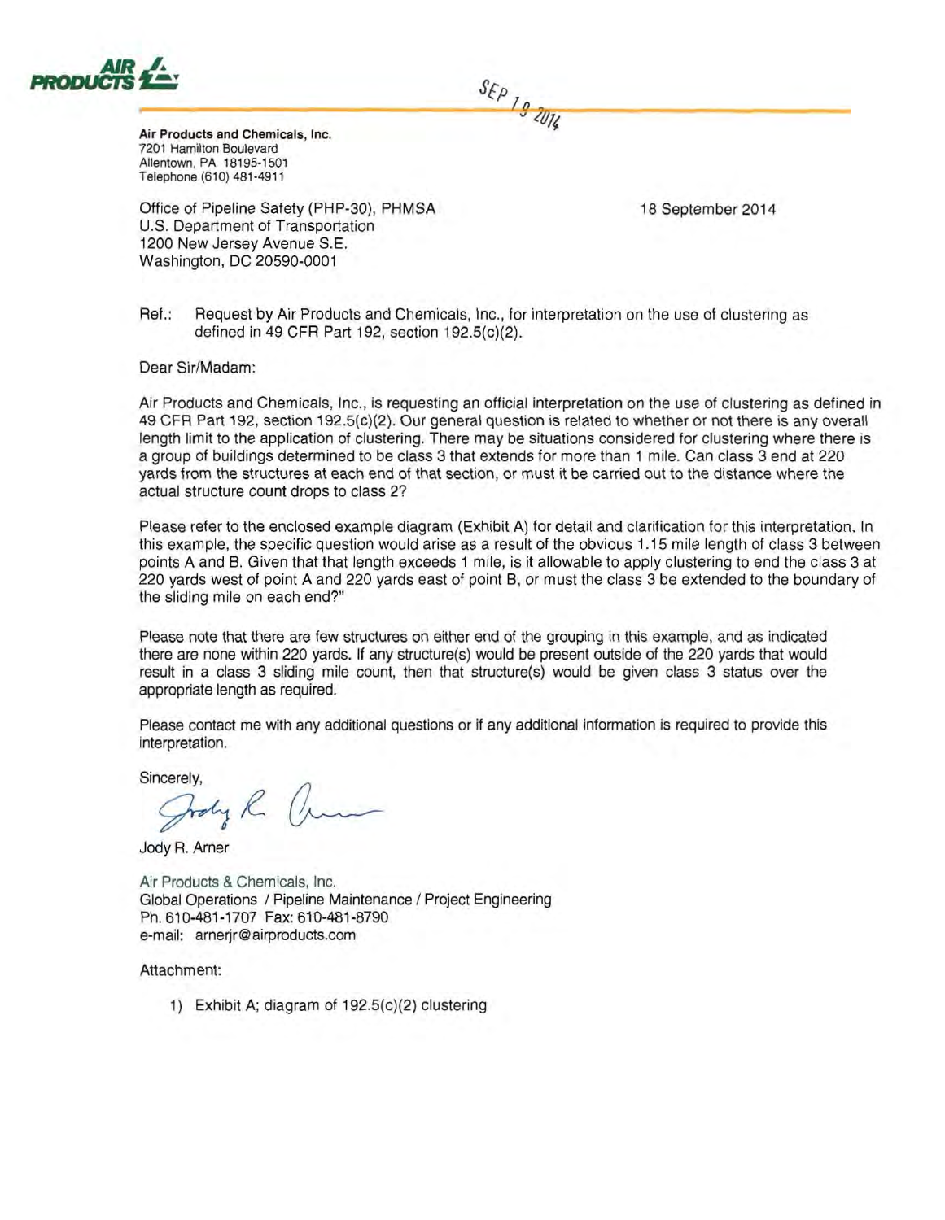**AIR PRODUCTS**

SEP 19 2014

**Air Products and Chemicals, Inc.**
7201 Hamilton Boulevard
Allentown, PA 18195-1501
Telephone (610) 481-4911

Office of Pipeline Safety (PHP-30), PHMSA
U.S. Department of Transportation
1200 New Jersey Avenue S.E.
Washington, DC 20590-0001

18 September 2014

Ref.: Request by Air Products and Chemicals, Inc., for interpretation on the use of clustering as defined in 49 CFR Part 192, section 192.5(c)(2).

Dear Sir/Madam:

Air Products and Chemicals, Inc., is requesting an official interpretation on the use of clustering as defined in 49 CFR Part 192, section 192.5(c)(2). Our general question is related to whether or not there is any overall length limit to the application of clustering. There may be situations considered for clustering where there is a group of buildings determined to be class 3 that extends for more than 1 mile. Can class 3 end at 220 yards from the structures at each end of that section, or must it be carried out to the distance where the actual structure count drops to class 2?

Please refer to the enclosed example diagram (Exhibit A) for detail and clarification for this interpretation. In this example, the specific question would arise as a result of the obvious 1.15 mile length of class 3 between points A and B. Given that that length exceeds 1 mile, is it allowable to apply clustering to end the class 3 at 220 yards west of point A and 220 yards east of point B, or must the class 3 be extended to the boundary of the sliding mile on each end?"

Please note that there are few structures on either end of the grouping in this example, and as indicated there are none within 220 yards. If any structure(s) would be present outside of the 220 yards that would result in a class 3 sliding mile count, then that structure(s) would be given class 3 status over the appropriate length as required.

Please contact me with any additional questions or if any additional information is required to provide this interpretation.

Sincerely,

Jody R. Arner

Air Products & Chemicals, Inc.
Global Operations / Pipeline Maintenance / Project Engineering
Ph. 610-481-1707 Fax: 610-481-8790
e-mail: arnerjr@airproducts.com

Attachment:

1) Exhibit A; diagram of 192.5(c)(2) clustering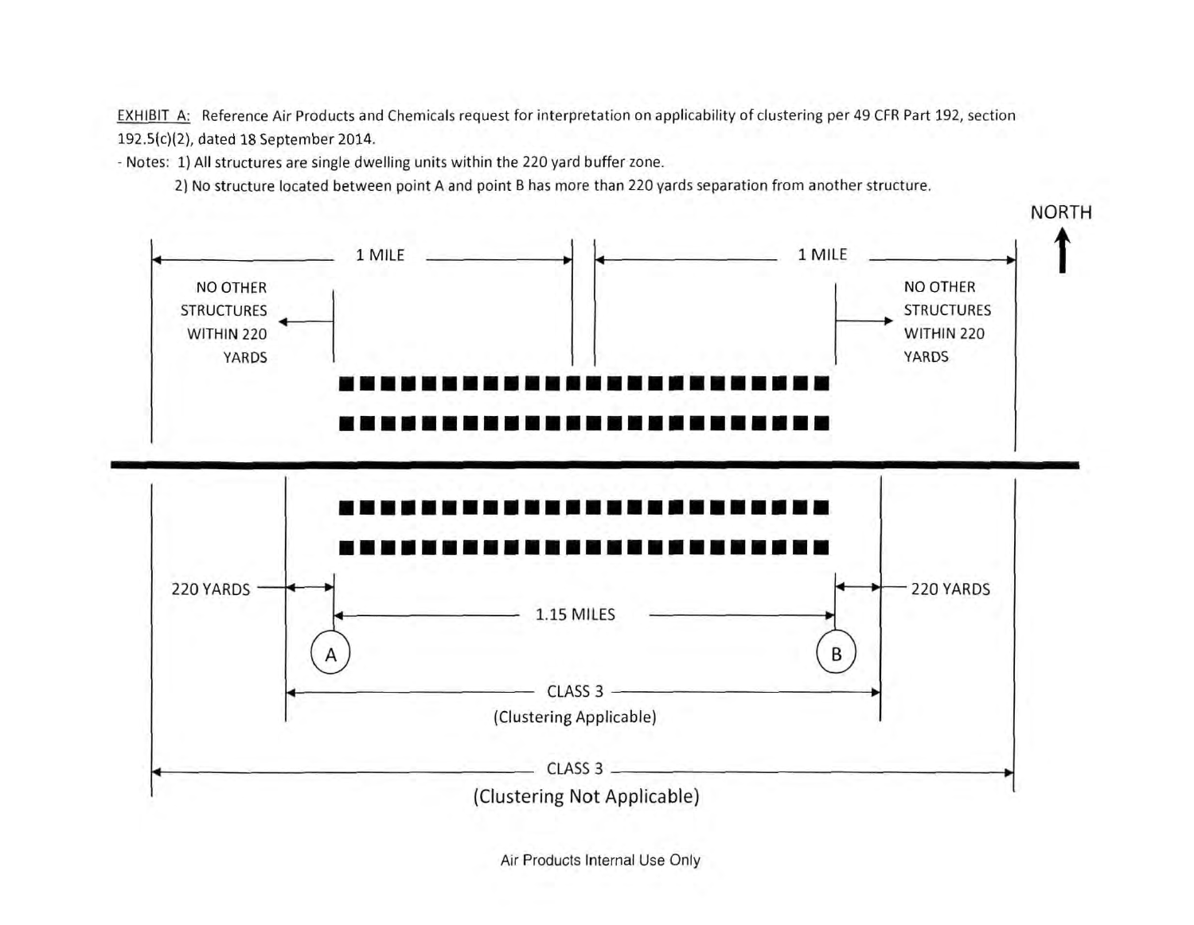EXHIBIT A: Reference Air Products and Chemicals request for interpretation on applicability of clustering per 49 CFR Part 192, section 192.5(c)(2), dated 18 September 2014.

- Notes: 1) All structures are single dwelling units within the 220 yard buffer zone.

  2) No structure located between point A and point B has more than 220 yards separation from another structure.

NORTH

1 MILE

1 MILE

NO OTHER STRUCTURES WITHIN 220 YARDS

NO OTHER STRUCTURES WITHIN 220 YARDS

220 YARDS

220 YARDS

1.15 MILES

A

B

CLASS 3

(Clustering Applicable)

CLASS 3

(Clustering Not Applicable)

Air Products Internal Use Only